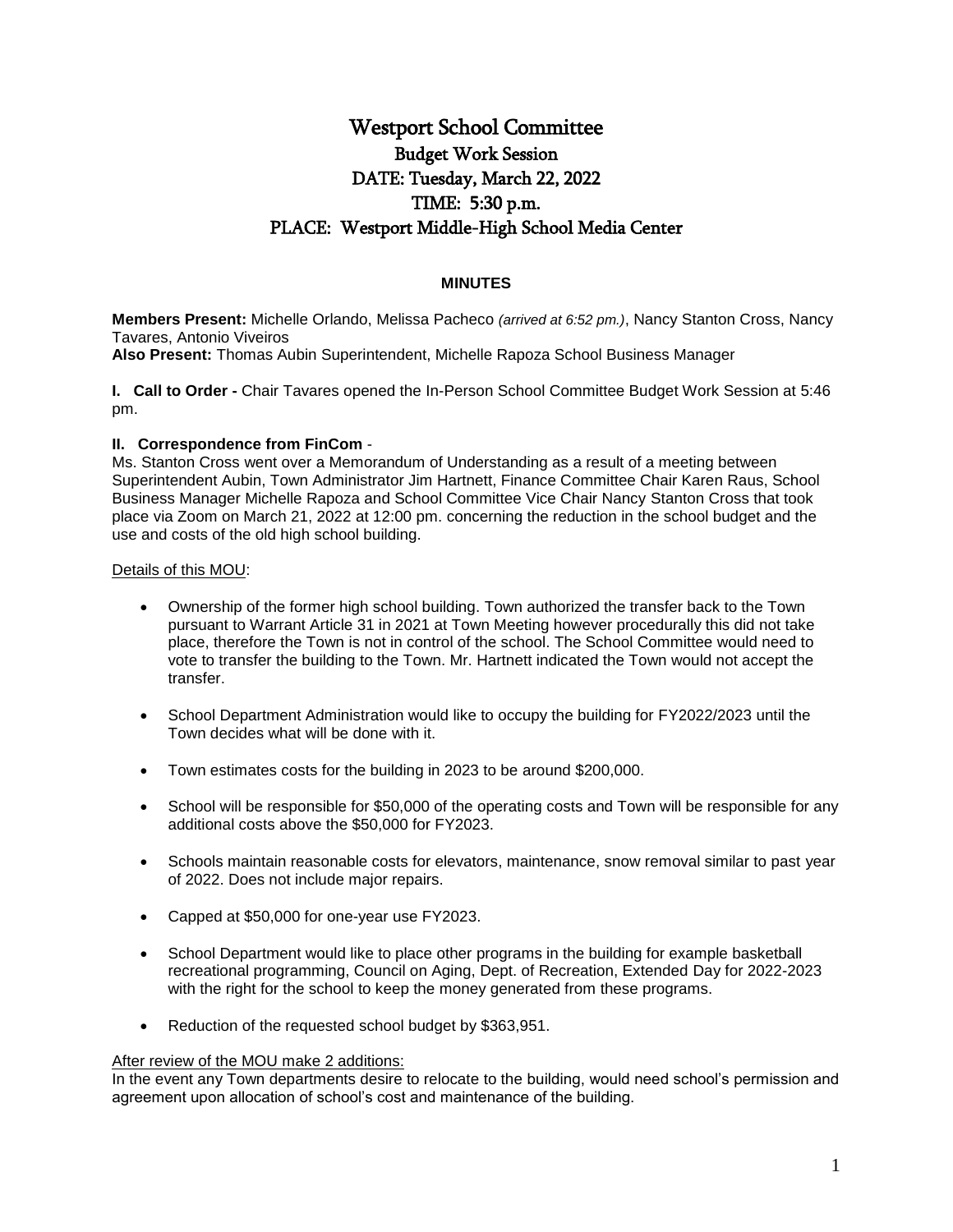# Westport School Committee

## Budget Work Session

## DATE: Tuesday, March 22, 2022

## TIME: 5:30 p.m.

## PLACE: Westport Middle-High School Media Center

**MINUTES**

**Members Present:** Michelle Orlando, Melissa Pacheco *(arrived at 6:52 pm.)*, Nancy Stanton Cross, Nancy Tavares, Antonio Viveiros

**Also Present:** Thomas Aubin Superintendent, Michelle Rapoza School Business Manager

**I. Call to Order -** Chair Tavares opened the In-Person School Committee Budget Work Session at 5:46 pm.

**II. Correspondence from FinCom** -

Ms. Stanton Cross went over a Memorandum of Understanding as a result of a meeting between Superintendent Aubin, Town Administrator Jim Hartnett, Finance Committee Chair Karen Raus, School Business Manager Michelle Rapoza and School Committee Vice Chair Nancy Stanton Cross that took place via Zoom on March 21, 2022 at 12:00 pm. concerning the reduction in the school budget and the use and costs of the old high school building.

Details of this MOU:

- Ownership of the former high school building. Town authorized the transfer back to the Town pursuant to Warrant Article 31 in 2021 at Town Meeting however procedurally this did not take place, therefore the Town is not in control of the school. The School Committee would need to vote to transfer the building to the Town. Mr. Hartnett indicated the Town would not accept the transfer.
- School Department Administration would like to occupy the building for FY2022/2023 until the Town decides what will be done with it.
- Town estimates costs for the building in 2023 to be around $200,000.
- School will be responsible for $50,000 of the operating costs and Town will be responsible for any additional costs above the $50,000 for FY2023.
- Schools maintain reasonable costs for elevators, maintenance, snow removal similar to past year of 2022. Does not include major repairs.
- Capped at $50,000 for one-year use FY2023.
- School Department would like to place other programs in the building for example basketball recreational programming, Council on Aging, Dept. of Recreation, Extended Day for 2022-2023 with the right for the school to keep the money generated from these programs.
- Reduction of the requested school budget by $363,951.

After review of the MOU make 2 additions:

In the event any Town departments desire to relocate to the building, would need school's permission and agreement upon allocation of school's cost and maintenance of the building.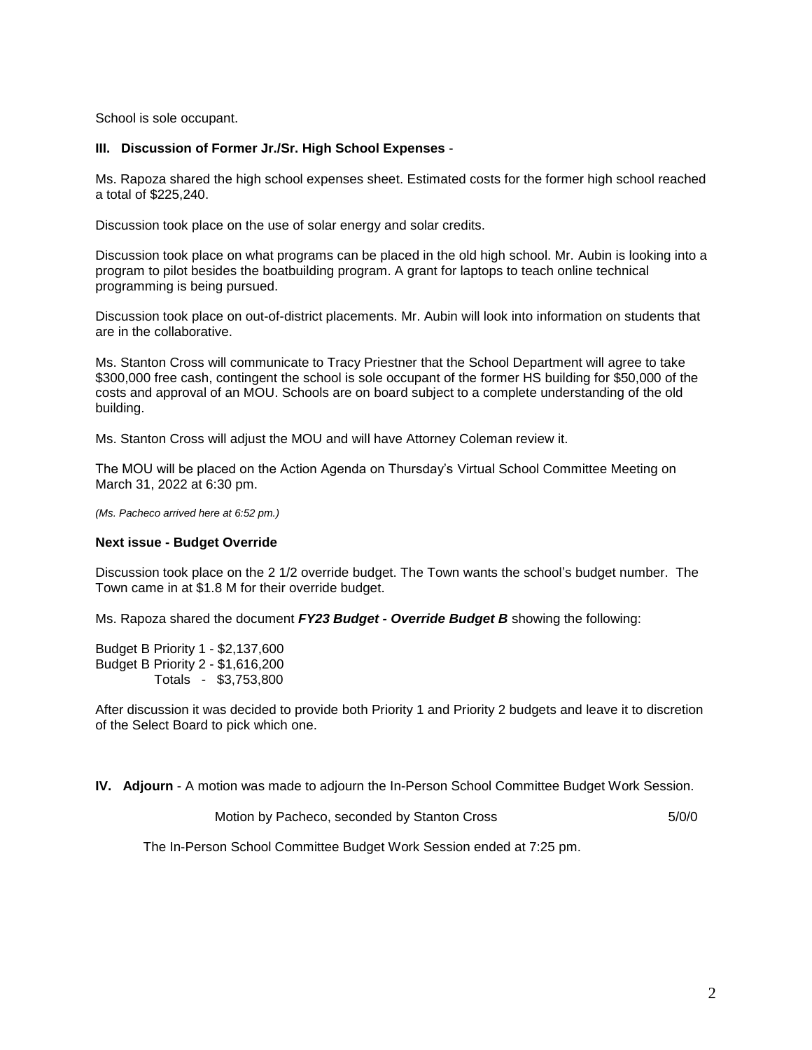School is sole occupant.

**III. Discussion of Former Jr./Sr. High School Expenses** -

Ms. Rapoza shared the high school expenses sheet. Estimated costs for the former high school reached a total of $225,240.

Discussion took place on the use of solar energy and solar credits.

Discussion took place on what programs can be placed in the old high school. Mr. Aubin is looking into a program to pilot besides the boatbuilding program. A grant for laptops to teach online technical programming is being pursued.

Discussion took place on out-of-district placements. Mr. Aubin will look into information on students that are in the collaborative.

Ms. Stanton Cross will communicate to Tracy Priestner that the School Department will agree to take $300,000 free cash, contingent the school is sole occupant of the former HS building for $50,000 of the costs and approval of an MOU. Schools are on board subject to a complete understanding of the old building.

Ms. Stanton Cross will adjust the MOU and will have Attorney Coleman review it.

The MOU will be placed on the Action Agenda on Thursday's Virtual School Committee Meeting on March 31, 2022 at 6:30 pm.

*(Ms. Pacheco arrived here at 6:52 pm.)*

**Next issue - Budget Override**

Discussion took place on the 2 1/2 override budget. The Town wants the school's budget number. The Town came in at $1.8 M for their override budget.

Ms. Rapoza shared the document ***FY23 Budget - Override Budget B*** showing the following:

Budget B Priority 1 - $2,137,600
Budget B Priority 2 - $1,616,200
Totals - $3,753,800

After discussion it was decided to provide both Priority 1 and Priority 2 budgets and leave it to discretion of the Select Board to pick which one.

**IV. Adjourn** - A motion was made to adjourn the In-Person School Committee Budget Work Session.

Motion by Pacheco, seconded by Stanton Cross 5/0/0

The In-Person School Committee Budget Work Session ended at 7:25 pm.